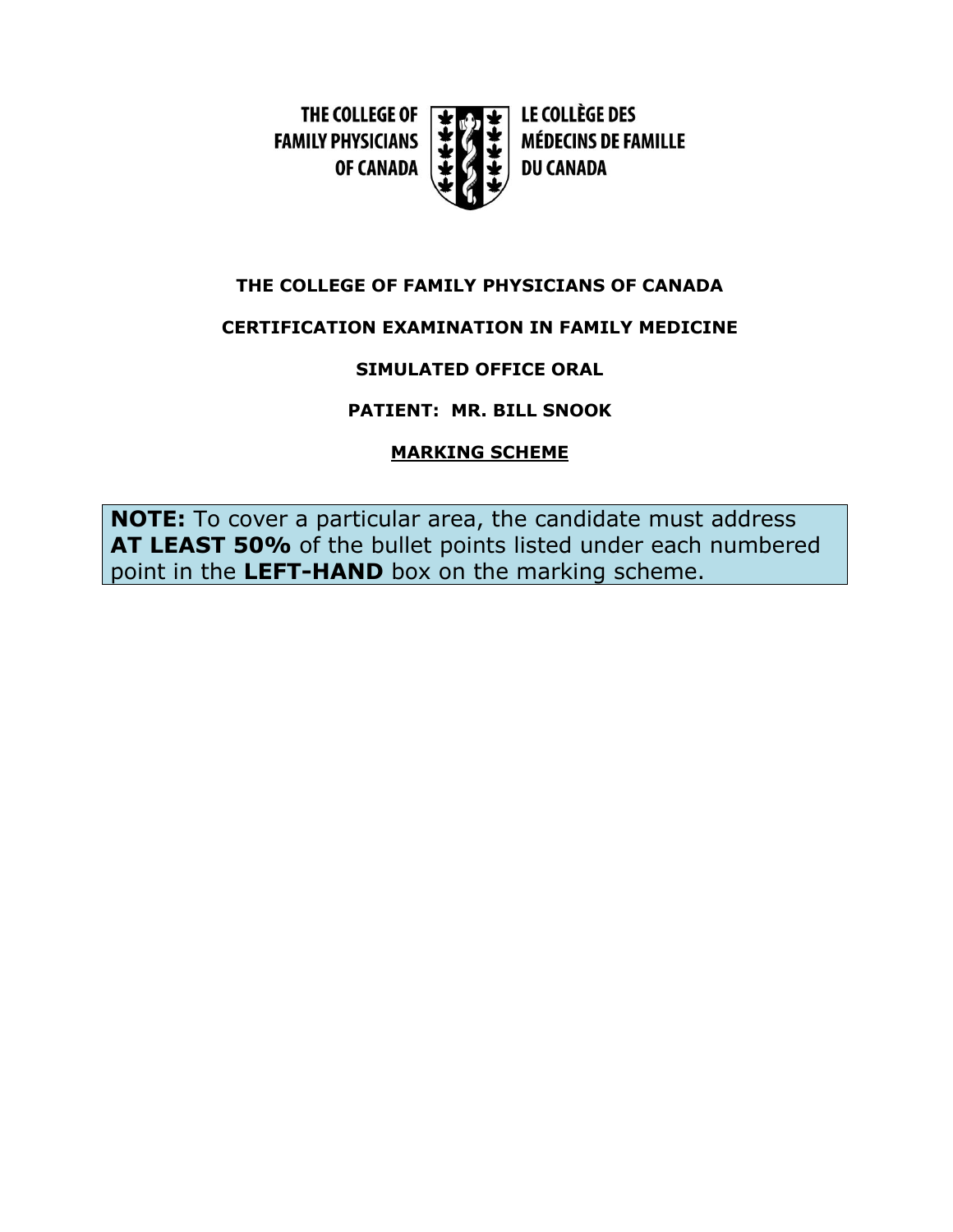THE COLLEGE OF FAMILY PHYSICIANS OF CANADA | LE COLLÈGE DES MÉDECINS DE FAMILLE DU CANADA

**THE COLLEGE OF FAMILY PHYSICIANS OF CANADA**

**CERTIFICATION EXAMINATION IN FAMILY MEDICINE**

**SIMULATED OFFICE ORAL**

**PATIENT: MR. BILL SNOOK**

**MARKING SCHEME**

**NOTE:** To cover a particular area, the candidate must address **AT LEAST 50%** of the bullet points listed under each numbered point in the **LEFT-HAND** box on the marking scheme.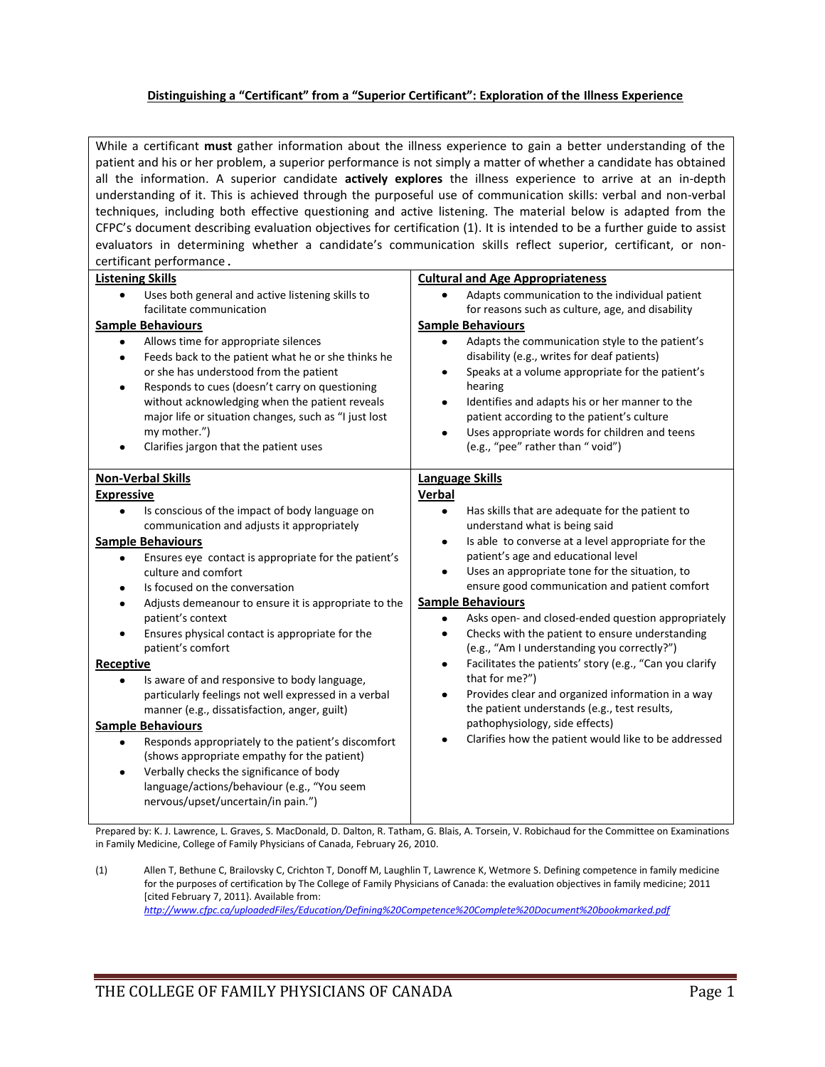# Distinguishing a "Certificant" from a "Superior Certificant": Exploration of the Illness Experience

While a certificant **must** gather information about the illness experience to gain a better understanding of the patient and his or her problem, a superior performance is not simply a matter of whether a candidate has obtained all the information. A superior candidate **actively explores** the illness experience to arrive at an in-depth understanding of it. This is achieved through the purposeful use of communication skills: verbal and non-verbal techniques, including both effective questioning and active listening. The material below is adapted from the CFPC's document describing evaluation objectives for certification (1). It is intended to be a further guide to assist evaluators in determining whether a candidate's communication skills reflect superior, certificant, or non-certificant performance.

## Listening Skills

- Uses both general and active listening skills to facilitate communication

### Sample Behaviours

- Allows time for appropriate silences
- Feeds back to the patient what he or she thinks he or she has understood from the patient
- Responds to cues (doesn't carry on questioning without acknowledging when the patient reveals major life or situation changes, such as "I just lost my mother.")
- Clarifies jargon that the patient uses

## Cultural and Age Appropriateness

- Adapts communication to the individual patient for reasons such as culture, age, and disability

### Sample Behaviours

- Adapts the communication style to the patient's disability (e.g., writes for deaf patients)
- Speaks at a volume appropriate for the patient's hearing
- Identifies and adapts his or her manner to the patient according to the patient's culture
- Uses appropriate words for children and teens (e.g., "pee" rather than " void")

## Non-Verbal Skills

### Expressive

- Is conscious of the impact of body language on communication and adjusts it appropriately

### Sample Behaviours

- Ensures eye contact is appropriate for the patient's culture and comfort
- Is focused on the conversation
- Adjusts demeanour to ensure it is appropriate to the patient's context
- Ensures physical contact is appropriate for the patient's comfort

### Receptive

- Is aware of and responsive to body language, particularly feelings not well expressed in a verbal manner (e.g., dissatisfaction, anger, guilt)

### Sample Behaviours

- Responds appropriately to the patient's discomfort (shows appropriate empathy for the patient)
- Verbally checks the significance of body language/actions/behaviour (e.g., "You seem nervous/upset/uncertain/in pain.")

## Language Skills

### Verbal

- Has skills that are adequate for the patient to understand what is being said
- Is able to converse at a level appropriate for the patient's age and educational level
- Uses an appropriate tone for the situation, to ensure good communication and patient comfort

### Sample Behaviours

- Asks open- and closed-ended question appropriately
- Checks with the patient to ensure understanding (e.g., "Am I understanding you correctly?")
- Facilitates the patients' story (e.g., "Can you clarify that for me?")
- Provides clear and organized information in a way the patient understands (e.g., test results, pathophysiology, side effects)
- Clarifies how the patient would like to be addressed

Prepared by: K. J. Lawrence, L. Graves, S. MacDonald, D. Dalton, R. Tatham, G. Blais, A. Torsein, V. Robichaud for the Committee on Examinations in Family Medicine, College of Family Physicians of Canada, February 26, 2010.

(1) Allen T, Bethune C, Brailovsky C, Crichton T, Donoff M, Laughlin T, Lawrence K, Wetmore S. Defining competence in family medicine for the purposes of certification by The College of Family Physicians of Canada: the evaluation objectives in family medicine; 2011 [cited February 7, 2011}. Available from: *http://www.cfpc.ca/uploadedFiles/Education/Defining%20Competence%20Complete%20Document%20bookmarked.pdf*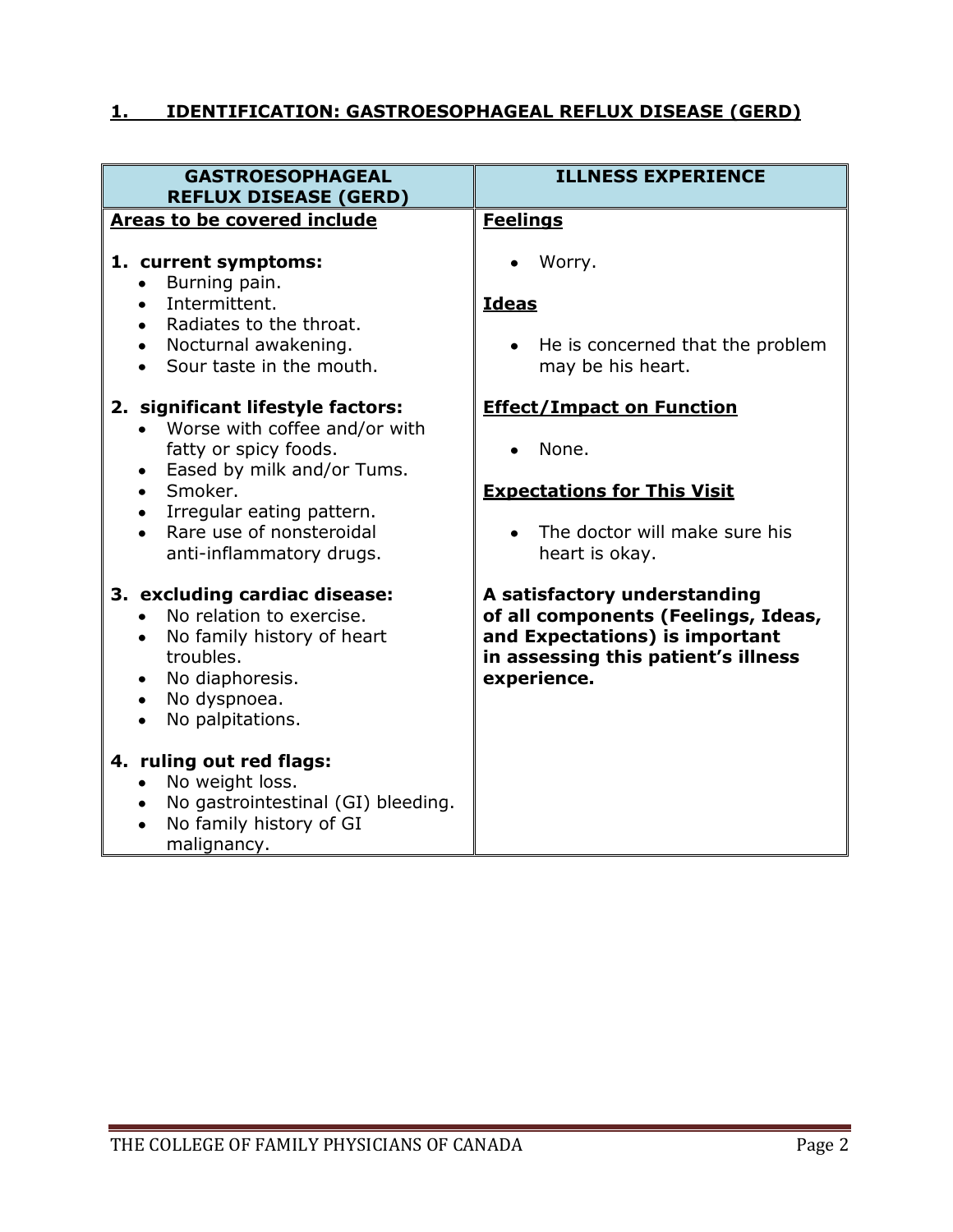## 1. IDENTIFICATION: GASTROESOPHAGEAL REFLUX DISEASE (GERD)

| GASTROESOPHAGEAL REFLUX DISEASE (GERD) | ILLNESS EXPERIENCE |
|---|---|
| **Areas to be covered include**<br><br>**1. current symptoms:**<br>• Burning pain.<br>• Intermittent.<br>• Radiates to the throat.<br>• Nocturnal awakening.<br>• Sour taste in the mouth.<br><br>**2. significant lifestyle factors:**<br>• Worse with coffee and/or with fatty or spicy foods.<br>• Eased by milk and/or Tums.<br>• Smoker.<br>• Irregular eating pattern.<br>• Rare use of nonsteroidal anti-inflammatory drugs.<br><br>**3. excluding cardiac disease:**<br>• No relation to exercise.<br>• No family history of heart troubles.<br>• No diaphoresis.<br>• No dyspnoea.<br>• No palpitations.<br><br>**4. ruling out red flags:**<br>• No weight loss.<br>• No gastrointestinal (GI) bleeding.<br>• No family history of GI malignancy. | **Feelings**<br><br>• Worry.<br><br>**Ideas**<br><br>• He is concerned that the problem may be his heart.<br><br>**Effect/Impact on Function**<br><br>• None.<br><br>**Expectations for This Visit**<br><br>• The doctor will make sure his heart is okay.<br><br>**A satisfactory understanding of all components (Feelings, Ideas, and Expectations) is important in assessing this patient's illness experience.** |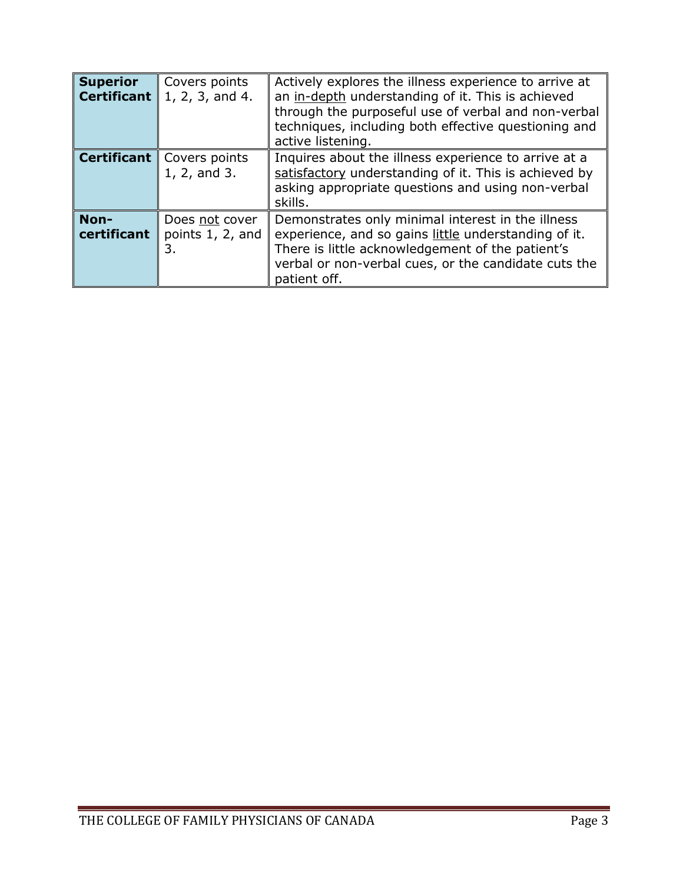| | | |
|---|---|---|
| **Superior Certificant** | Covers points 1, 2, 3, and 4. | Actively explores the illness experience to arrive at an <u>in-depth</u> understanding of it. This is achieved through the purposeful use of verbal and non-verbal techniques, including both effective questioning and active listening. |
| **Certificant** | Covers points 1, 2, and 3. | Inquires about the illness experience to arrive at a <u>satisfactory</u> understanding of it. This is achieved by asking appropriate questions and using non-verbal skills. |
| **Non-certificant** | Does <u>not</u> cover points 1, 2, and 3. | Demonstrates only minimal interest in the illness experience, and so gains <u>little</u> understanding of it. There is little acknowledgement of the patient's verbal or non-verbal cues, or the candidate cuts the patient off. |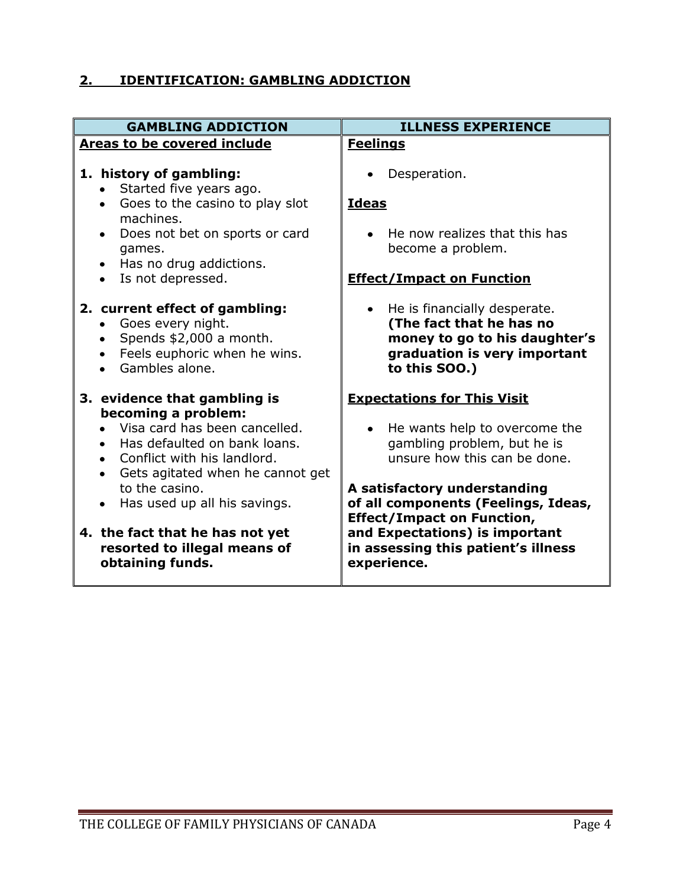## 2. IDENTIFICATION: GAMBLING ADDICTION

| GAMBLING ADDICTION | ILLNESS EXPERIENCE |
|---|---|
| **Areas to be covered include**<br><br>**1. history of gambling:**<br>• Started five years ago.<br>• Goes to the casino to play slot machines.<br>• Does not bet on sports or card games.<br>• Has no drug addictions.<br>• Is not depressed.<br><br>**2. current effect of gambling:**<br>• Goes every night.<br>• Spends $2,000 a month.<br>• Feels euphoric when he wins.<br>• Gambles alone.<br><br>**3. evidence that gambling is becoming a problem:**<br>• Visa card has been cancelled.<br>• Has defaulted on bank loans.<br>• Conflict with his landlord.<br>• Gets agitated when he cannot get to the casino.<br>• Has used up all his savings.<br><br>**4. the fact that he has not yet resorted to illegal means of obtaining funds.** | **Feelings**<br><br>• Desperation.<br><br>**Ideas**<br><br>• He now realizes that this has become a problem.<br><br>**Effect/Impact on Function**<br><br>• He is financially desperate. **(The fact that he has no money to go to his daughter's graduation is very important to this SOO.)**<br><br>**Expectations for This Visit**<br><br>• He wants help to overcome the gambling problem, but he is unsure how this can be done.<br><br>**A satisfactory understanding of all components (Feelings, Ideas, Effect/Impact on Function, and Expectations) is important in assessing this patient's illness experience.** |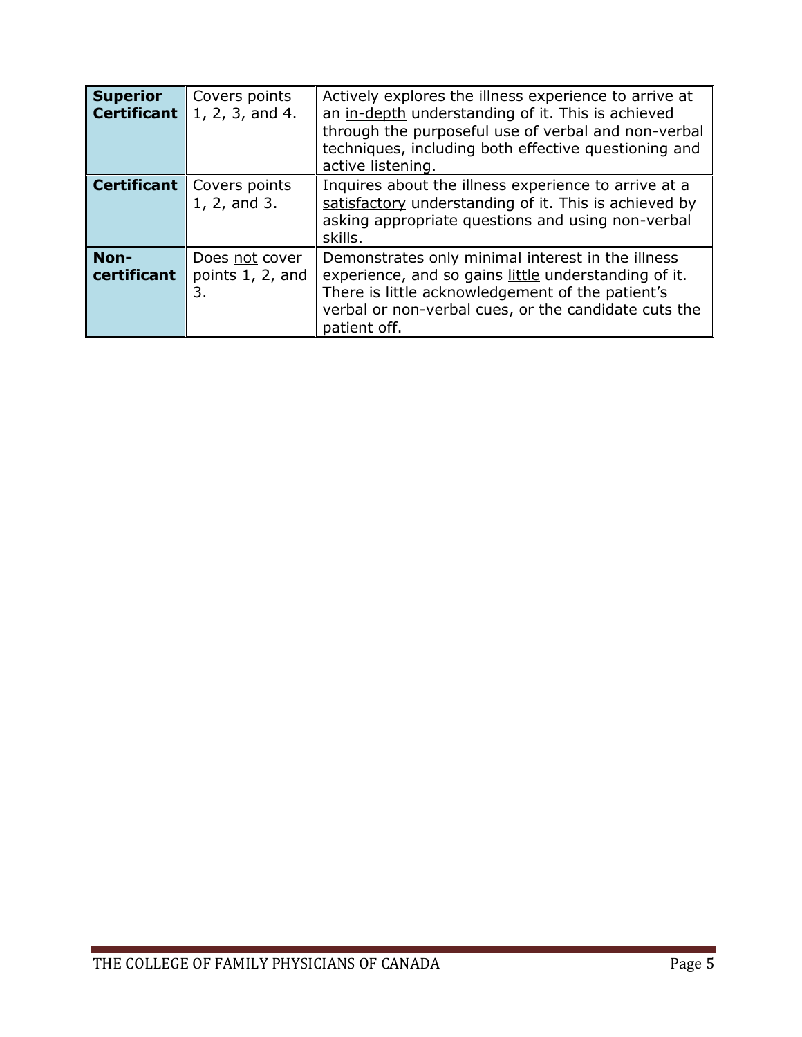| | | |
|---|---|---|
| **Superior Certificant** | Covers points 1, 2, 3, and 4. | Actively explores the illness experience to arrive at an <u>in-depth</u> understanding of it. This is achieved through the purposeful use of verbal and non-verbal techniques, including both effective questioning and active listening. |
| **Certificant** | Covers points 1, 2, and 3. | Inquires about the illness experience to arrive at a <u>satisfactory</u> understanding of it. This is achieved by asking appropriate questions and using non-verbal skills. |
| **Non-certificant** | Does <u>not</u> cover points 1, 2, and 3. | Demonstrates only minimal interest in the illness experience, and so gains <u>little</u> understanding of it. There is little acknowledgement of the patient's verbal or non-verbal cues, or the candidate cuts the patient off. |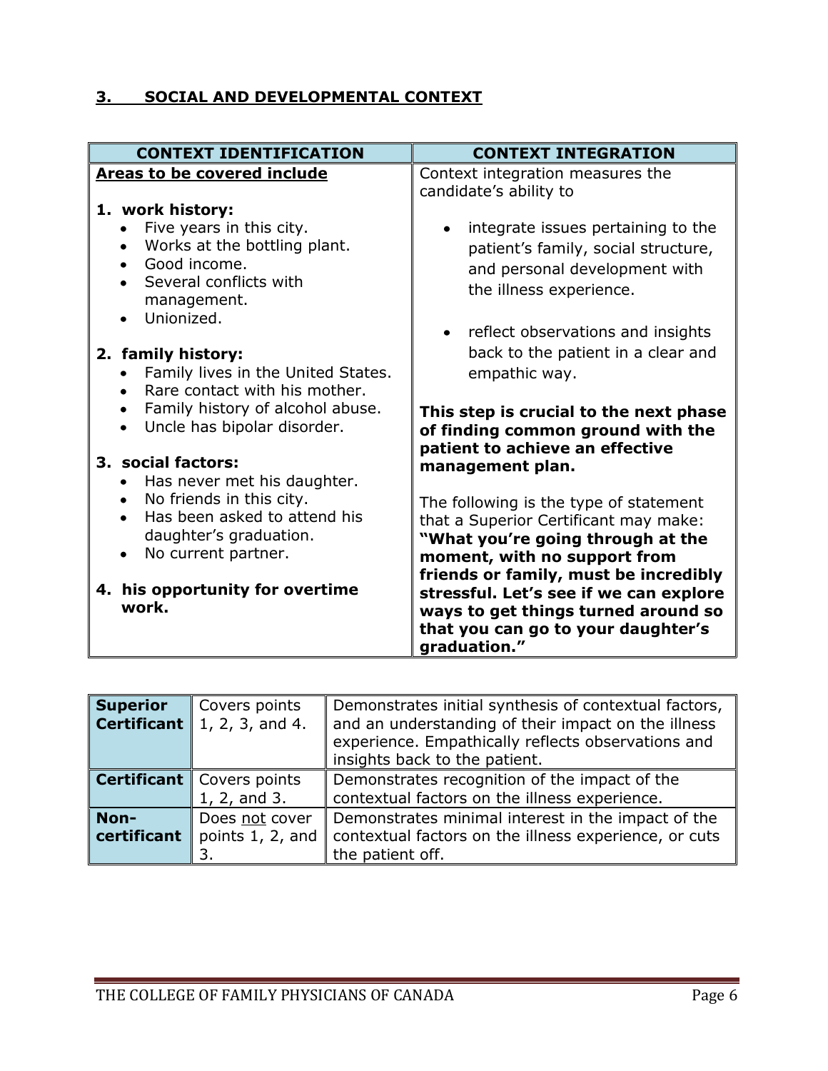## 3. SOCIAL AND DEVELOPMENTAL CONTEXT

| CONTEXT IDENTIFICATION | CONTEXT INTEGRATION |
|---|---|
| **Areas to be covered include**<br><br>**1. work history:**<br>• Five years in this city.<br>• Works at the bottling plant.<br>• Good income.<br>• Several conflicts with management.<br>• Unionized.<br><br>**2. family history:**<br>• Family lives in the United States.<br>• Rare contact with his mother.<br>• Family history of alcohol abuse.<br>• Uncle has bipolar disorder.<br><br>**3. social factors:**<br>• Has never met his daughter.<br>• No friends in this city.<br>• Has been asked to attend his daughter's graduation.<br>• No current partner.<br><br>**4. his opportunity for overtime work.** | Context integration measures the candidate's ability to<br><br>• integrate issues pertaining to the patient's family, social structure, and personal development with the illness experience.<br><br>• reflect observations and insights back to the patient in a clear and empathic way.<br><br>**This step is crucial to the next phase of finding common ground with the patient to achieve an effective management plan.**<br><br>The following is the type of statement that a Superior Certificant may make: **"What you're going through at the moment, with no support from friends or family, must be incredibly stressful. Let's see if we can explore ways to get things turned around so that you can go to your daughter's graduation."** |

| | | |
|---|---|---|
| **Superior Certificant** | Covers points 1, 2, 3, and 4. | Demonstrates initial synthesis of contextual factors, and an understanding of their impact on the illness experience. Empathically reflects observations and insights back to the patient. |
| **Certificant** | Covers points 1, 2, and 3. | Demonstrates recognition of the impact of the contextual factors on the illness experience. |
| **Non-certificant** | Does not cover points 1, 2, and 3. | Demonstrates minimal interest in the impact of the contextual factors on the illness experience, or cuts the patient off. |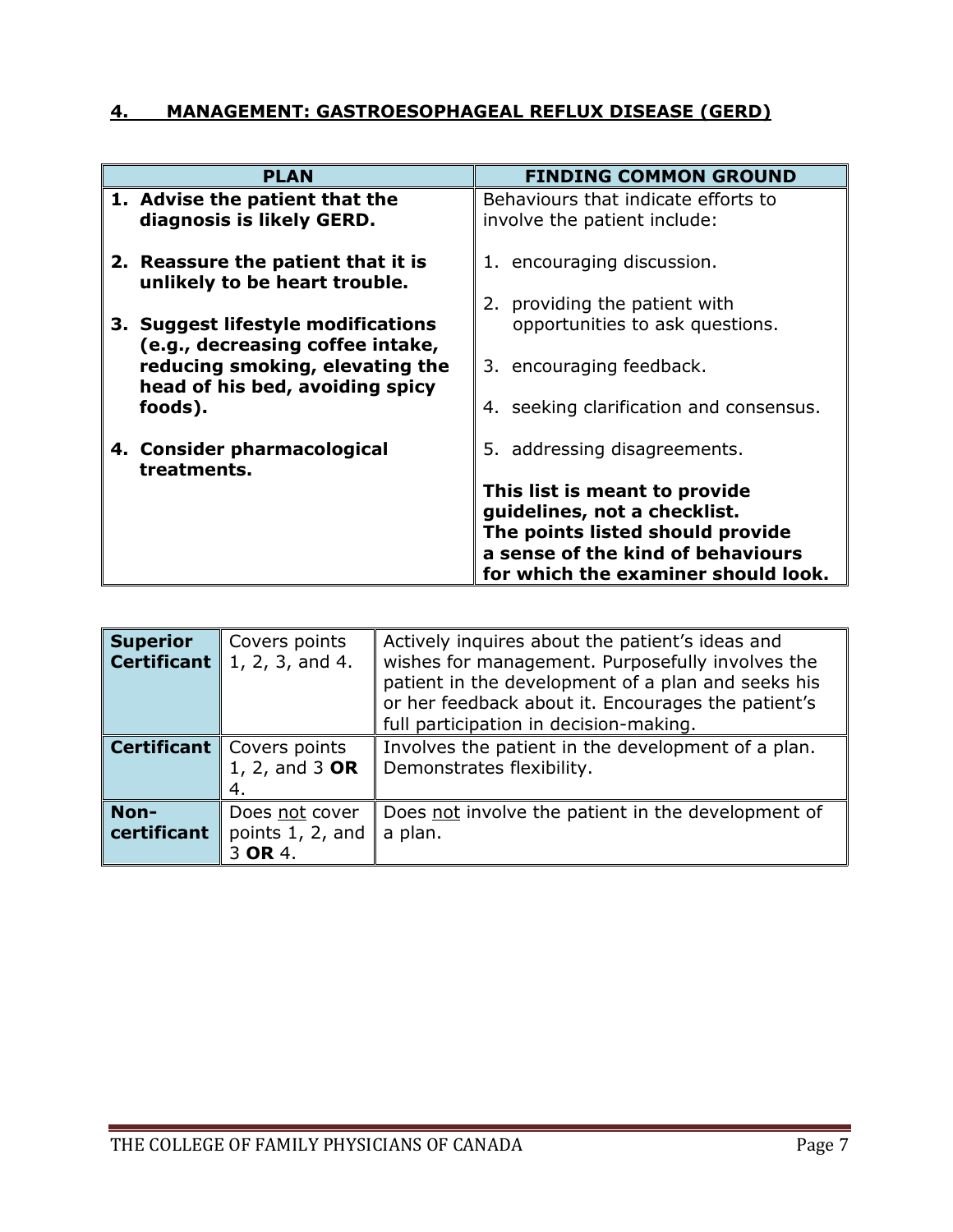## 4. MANAGEMENT: GASTROESOPHAGEAL REFLUX DISEASE (GERD)

| PLAN | FINDING COMMON GROUND |
|---|---|
| **1. Advise the patient that the diagnosis is likely GERD.**<br><br>**2. Reassure the patient that it is unlikely to be heart trouble.**<br><br>**3. Suggest lifestyle modifications (e.g., decreasing coffee intake, reducing smoking, elevating the head of his bed, avoiding spicy foods).**<br><br>**4. Consider pharmacological treatments.** | Behaviours that indicate efforts to involve the patient include:<br><br>1. encouraging discussion.<br><br>2. providing the patient with opportunities to ask questions.<br><br>3. encouraging feedback.<br><br>4. seeking clarification and consensus.<br><br>5. addressing disagreements.<br><br>**This list is meant to provide guidelines, not a checklist. The points listed should provide a sense of the kind of behaviours for which the examiner should look.** |

| | | |
|---|---|---|
| **Superior Certificant** | Covers points 1, 2, 3, and 4. | Actively inquires about the patient's ideas and wishes for management. Purposefully involves the patient in the development of a plan and seeks his or her feedback about it. Encourages the patient's full participation in decision-making. |
| **Certificant** | Covers points 1, 2, and 3 **OR** 4. | Involves the patient in the development of a plan. Demonstrates flexibility. |
| **Non-certificant** | Does not cover points 1, 2, and 3 **OR** 4. | Does not involve the patient in the development of a plan. |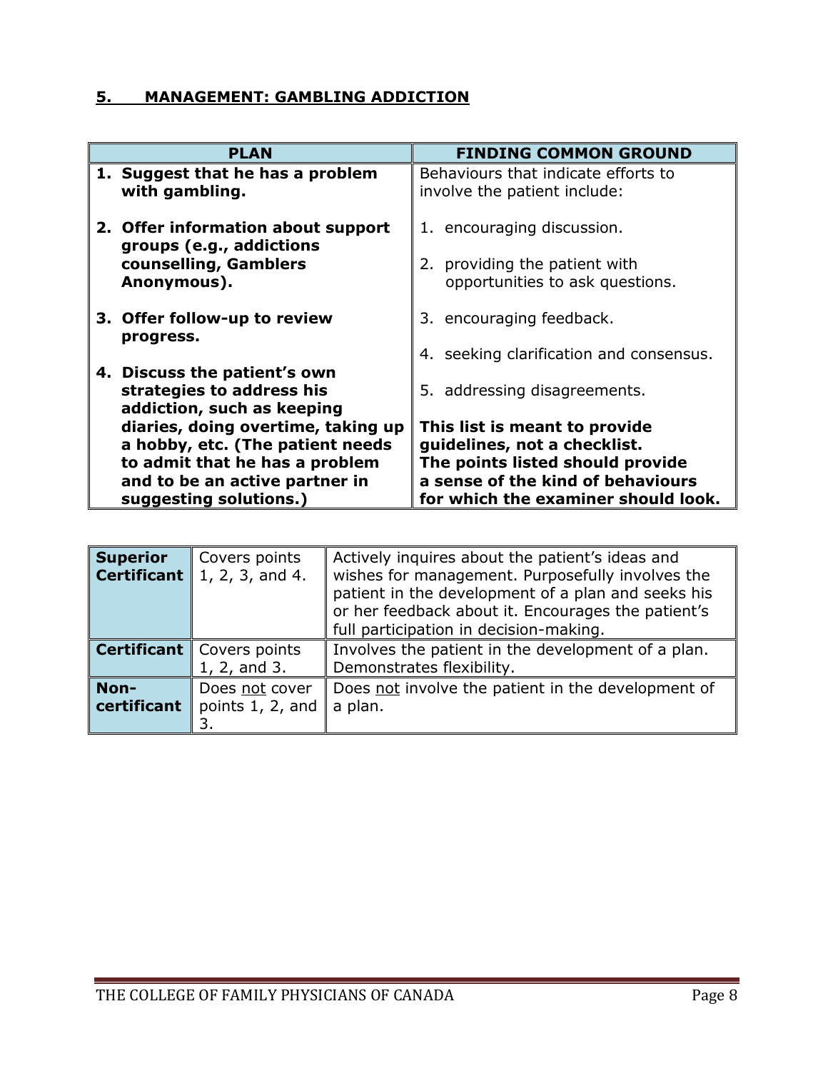## 5. MANAGEMENT: GAMBLING ADDICTION

| PLAN | FINDING COMMON GROUND |
|---|---|
| **1. Suggest that he has a problem with gambling.**<br><br>**2. Offer information about support groups (e.g., addictions counselling, Gamblers Anonymous).**<br><br>**3. Offer follow-up to review progress.**<br><br>**4. Discuss the patient's own strategies to address his addiction, such as keeping diaries, doing overtime, taking up a hobby, etc. (The patient needs to admit that he has a problem and to be an active partner in suggesting solutions.)** | Behaviours that indicate efforts to involve the patient include:<br><br>1. encouraging discussion.<br><br>2. providing the patient with opportunities to ask questions.<br><br>3. encouraging feedback.<br><br>4. seeking clarification and consensus.<br><br>5. addressing disagreements.<br><br>**This list is meant to provide guidelines, not a checklist. The points listed should provide a sense of the kind of behaviours for which the examiner should look.** |

| | | |
|---|---|---|
| **Superior Certificant** | Covers points 1, 2, 3, and 4. | Actively inquires about the patient's ideas and wishes for management. Purposefully involves the patient in the development of a plan and seeks his or her feedback about it. Encourages the patient's full participation in decision-making. |
| **Certificant** | Covers points 1, 2, and 3. | Involves the patient in the development of a plan. Demonstrates flexibility. |
| **Non-certificant** | Does not cover points 1, 2, and 3. | Does not involve the patient in the development of a plan. |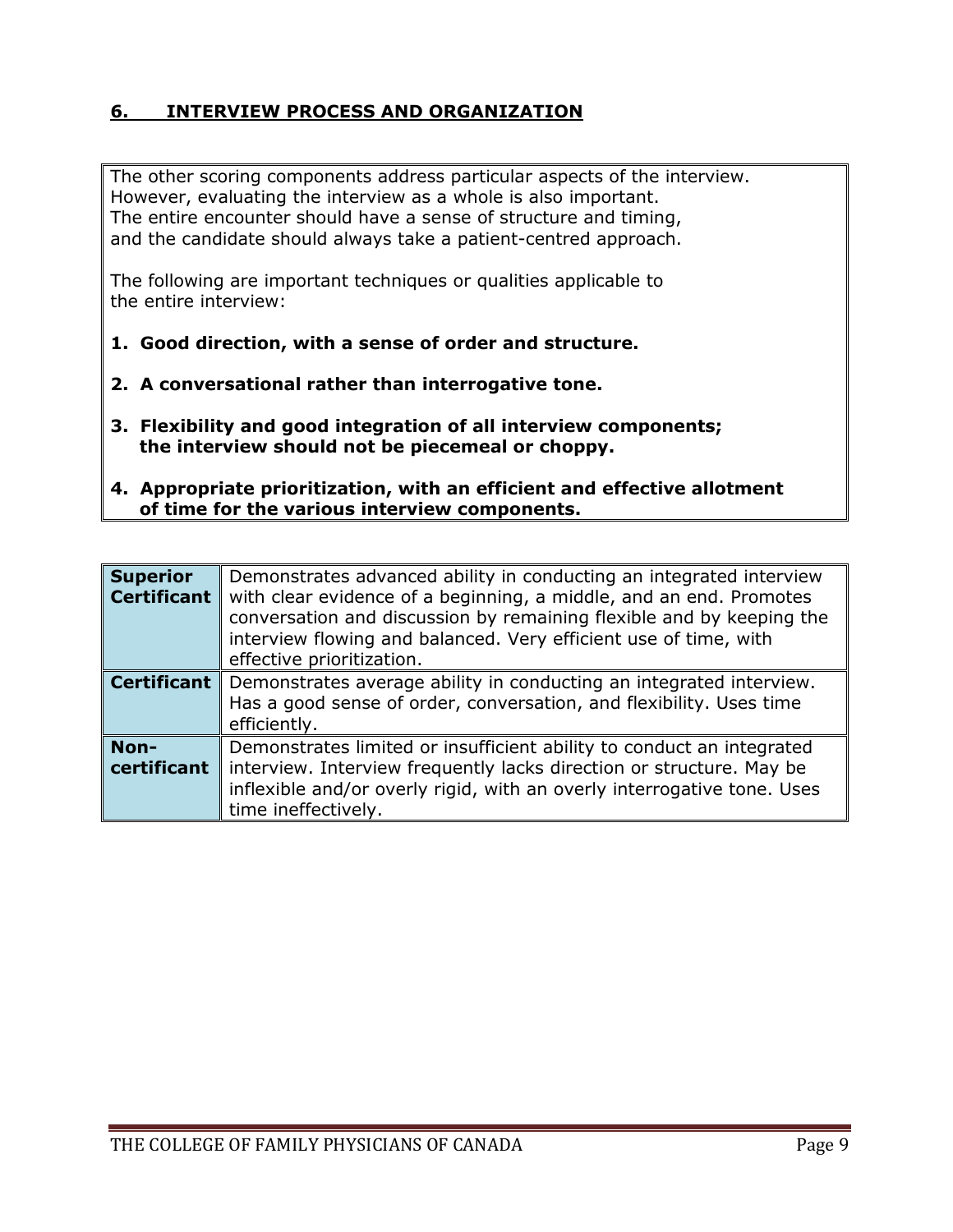## 6. INTERVIEW PROCESS AND ORGANIZATION

The other scoring components address particular aspects of the interview. However, evaluating the interview as a whole is also important. The entire encounter should have a sense of structure and timing, and the candidate should always take a patient-centred approach.

The following are important techniques or qualities applicable to the entire interview:

1. **Good direction, with a sense of order and structure.**
2. **A conversational rather than interrogative tone.**
3. **Flexibility and good integration of all interview components; the interview should not be piecemeal or choppy.**
4. **Appropriate prioritization, with an efficient and effective allotment of time for the various interview components.**

| | |
|---|---|
| **Superior Certificant** | Demonstrates advanced ability in conducting an integrated interview with clear evidence of a beginning, a middle, and an end. Promotes conversation and discussion by remaining flexible and by keeping the interview flowing and balanced. Very efficient use of time, with effective prioritization. |
| **Certificant** | Demonstrates average ability in conducting an integrated interview. Has a good sense of order, conversation, and flexibility. Uses time efficiently. |
| **Non-certificant** | Demonstrates limited or insufficient ability to conduct an integrated interview. Interview frequently lacks direction or structure. May be inflexible and/or overly rigid, with an overly interrogative tone. Uses time ineffectively. |